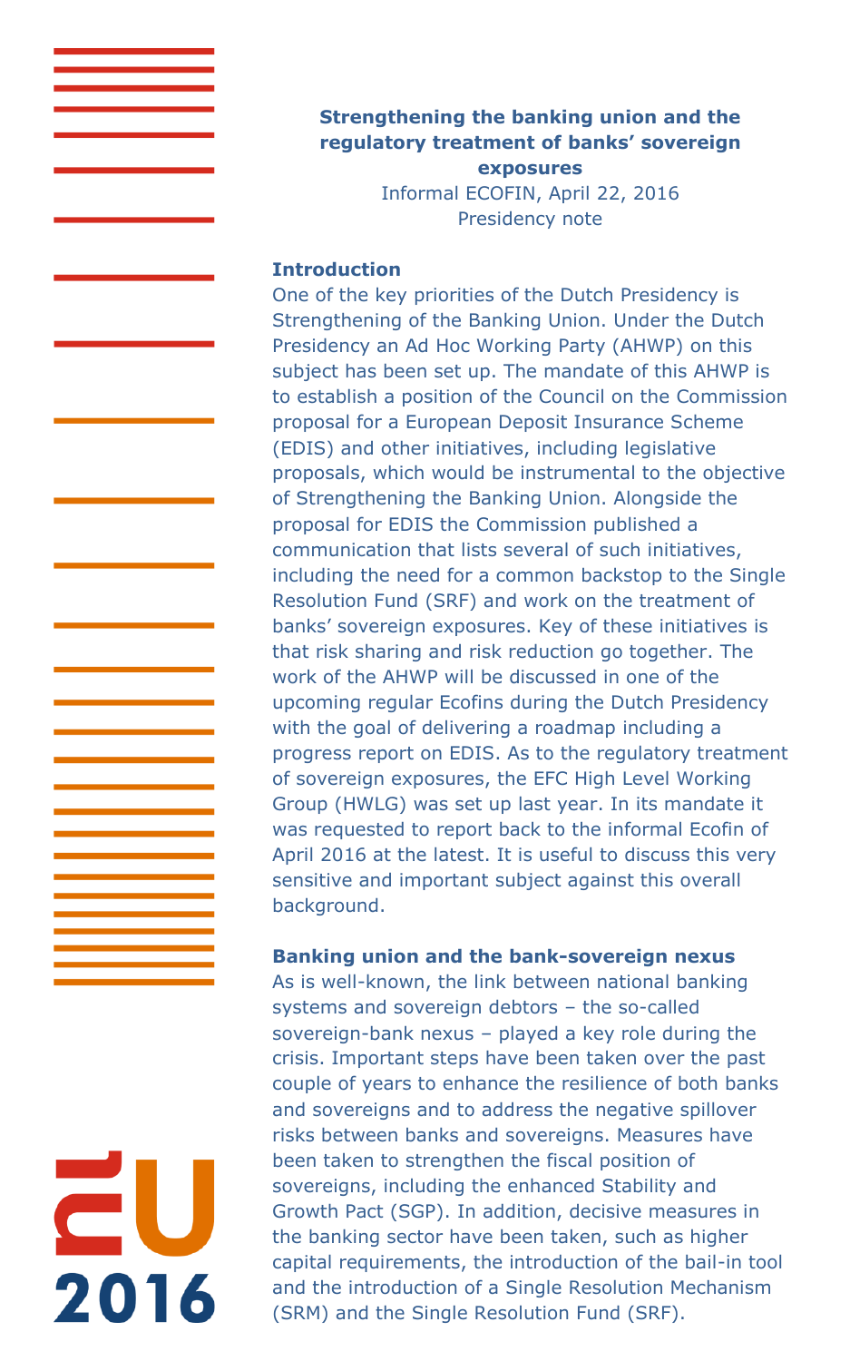**Strengthening the banking union and the regulatory treatment of banks' sovereign exposures**

Informal ECOFIN, April 22, 2016

Presidency note

## Introduction

One of the key priorities of the Dutch Presidency is Strengthening of the Banking Union. Under the Dutch Presidency an Ad Hoc Working Party (AHWP) on this subject has been set up. The mandate of this AHWP is to establish a position of the Council on the Commission proposal for a European Deposit Insurance Scheme (EDIS) and other initiatives, including legislative proposals, which would be instrumental to the objective of Strengthening the Banking Union. Alongside the proposal for EDIS the Commission published a communication that lists several of such initiatives, including the need for a common backstop to the Single Resolution Fund (SRF) and work on the treatment of banks' sovereign exposures. Key of these initiatives is that risk sharing and risk reduction go together. The work of the AHWP will be discussed in one of the upcoming regular Ecofins during the Dutch Presidency with the goal of delivering a roadmap including a progress report on EDIS. As to the regulatory treatment of sovereign exposures, the EFC High Level Working Group (HWLG) was set up last year. In its mandate it was requested to report back to the informal Ecofin of April 2016 at the latest. It is useful to discuss this very sensitive and important subject against this overall background.

## Banking union and the bank-sovereign nexus

As is well-known, the link between national banking systems and sovereign debtors – the so-called sovereign-bank nexus – played a key role during the crisis. Important steps have been taken over the past couple of years to enhance the resilience of both banks and sovereigns and to address the negative spillover risks between banks and sovereigns. Measures have been taken to strengthen the fiscal position of sovereigns, including the enhanced Stability and Growth Pact (SGP). In addition, decisive measures in the banking sector have been taken, such as higher capital requirements, the introduction of the bail-in tool and the introduction of a Single Resolution Mechanism (SRM) and the Single Resolution Fund (SRF).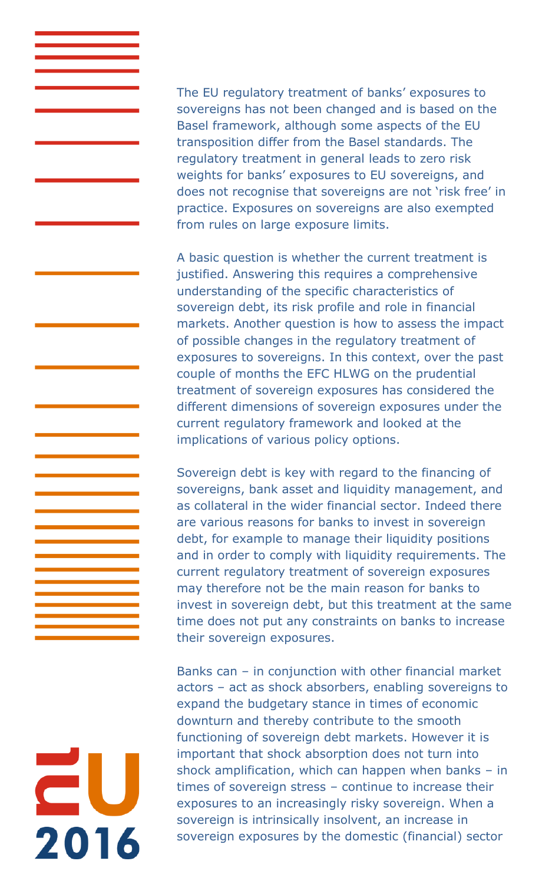The EU regulatory treatment of banks' exposures to sovereigns has not been changed and is based on the Basel framework, although some aspects of the EU transposition differ from the Basel standards. The regulatory treatment in general leads to zero risk weights for banks' exposures to EU sovereigns, and does not recognise that sovereigns are not 'risk free' in practice. Exposures on sovereigns are also exempted from rules on large exposure limits.

A basic question is whether the current treatment is justified. Answering this requires a comprehensive understanding of the specific characteristics of sovereign debt, its risk profile and role in financial markets. Another question is how to assess the impact of possible changes in the regulatory treatment of exposures to sovereigns. In this context, over the past couple of months the EFC HLWG on the prudential treatment of sovereign exposures has considered the different dimensions of sovereign exposures under the current regulatory framework and looked at the implications of various policy options.

Sovereign debt is key with regard to the financing of sovereigns, bank asset and liquidity management, and as collateral in the wider financial sector. Indeed there are various reasons for banks to invest in sovereign debt, for example to manage their liquidity positions and in order to comply with liquidity requirements. The current regulatory treatment of sovereign exposures may therefore not be the main reason for banks to invest in sovereign debt, but this treatment at the same time does not put any constraints on banks to increase their sovereign exposures.

Banks can – in conjunction with other financial market actors – act as shock absorbers, enabling sovereigns to expand the budgetary stance in times of economic downturn and thereby contribute to the smooth functioning of sovereign debt markets. However it is important that shock absorption does not turn into shock amplification, which can happen when banks – in times of sovereign stress – continue to increase their exposures to an increasingly risky sovereign. When a sovereign is intrinsically insolvent, an increase in sovereign exposures by the domestic (financial) sector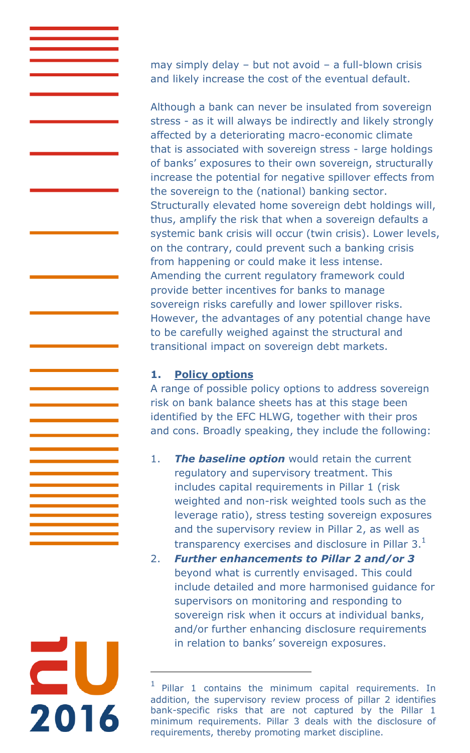may simply delay – but not avoid – a full-blown crisis and likely increase the cost of the eventual default.

Although a bank can never be insulated from sovereign stress - as it will always be indirectly and likely strongly affected by a deteriorating macro-economic climate that is associated with sovereign stress - large holdings of banks' exposures to their own sovereign, structurally increase the potential for negative spillover effects from the sovereign to the (national) banking sector. Structurally elevated home sovereign debt holdings will, thus, amplify the risk that when a sovereign defaults a systemic bank crisis will occur (twin crisis). Lower levels, on the contrary, could prevent such a banking crisis from happening or could make it less intense. Amending the current regulatory framework could provide better incentives for banks to manage sovereign risks carefully and lower spillover risks. However, the advantages of any potential change have to be carefully weighed against the structural and transitional impact on sovereign debt markets.

## 1. Policy options

A range of possible policy options to address sovereign risk on bank balance sheets has at this stage been identified by the EFC HLWG, together with their pros and cons. Broadly speaking, they include the following:

1. ***The baseline option*** would retain the current regulatory and supervisory treatment. This includes capital requirements in Pillar 1 (risk weighted and non-risk weighted tools such as the leverage ratio), stress testing sovereign exposures and the supervisory review in Pillar 2, as well as transparency exercises and disclosure in Pillar 3.[1]
2. ***Further enhancements to Pillar 2 and/or 3*** beyond what is currently envisaged. This could include detailed and more harmonised guidance for supervisors on monitoring and responding to sovereign risk when it occurs at individual banks, and/or further enhancing disclosure requirements in relation to banks' sovereign exposures.

---

[1] Pillar 1 contains the minimum capital requirements. In addition, the supervisory review process of pillar 2 identifies bank-specific risks that are not captured by the Pillar 1 minimum requirements. Pillar 3 deals with the disclosure of requirements, thereby promoting market discipline.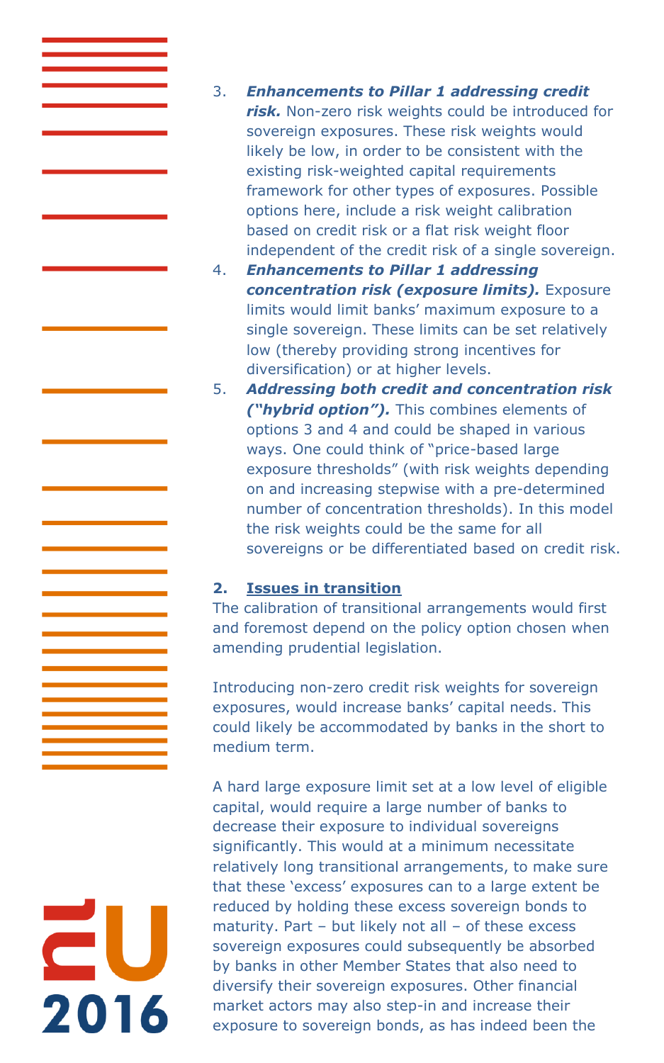3. ***Enhancements to Pillar 1 addressing credit risk.*** Non-zero risk weights could be introduced for sovereign exposures. These risk weights would likely be low, in order to be consistent with the existing risk-weighted capital requirements framework for other types of exposures. Possible options here, include a risk weight calibration based on credit risk or a flat risk weight floor independent of the credit risk of a single sovereign.
4. ***Enhancements to Pillar 1 addressing concentration risk (exposure limits).*** Exposure limits would limit banks' maximum exposure to a single sovereign. These limits can be set relatively low (thereby providing strong incentives for diversification) or at higher levels.
5. ***Addressing both credit and concentration risk ("hybrid option").*** This combines elements of options 3 and 4 and could be shaped in various ways. One could think of "price-based large exposure thresholds" (with risk weights depending on and increasing stepwise with a pre-determined number of concentration thresholds). In this model the risk weights could be the same for all sovereigns or be differentiated based on credit risk.

## 2. Issues in transition

The calibration of transitional arrangements would first and foremost depend on the policy option chosen when amending prudential legislation.

Introducing non-zero credit risk weights for sovereign exposures, would increase banks' capital needs. This could likely be accommodated by banks in the short to medium term.

A hard large exposure limit set at a low level of eligible capital, would require a large number of banks to decrease their exposure to individual sovereigns significantly. This would at a minimum necessitate relatively long transitional arrangements, to make sure that these 'excess' exposures can to a large extent be reduced by holding these excess sovereign bonds to maturity. Part – but likely not all – of these excess sovereign exposures could subsequently be absorbed by banks in other Member States that also need to diversify their sovereign exposures. Other financial market actors may also step-in and increase their exposure to sovereign bonds, as has indeed been the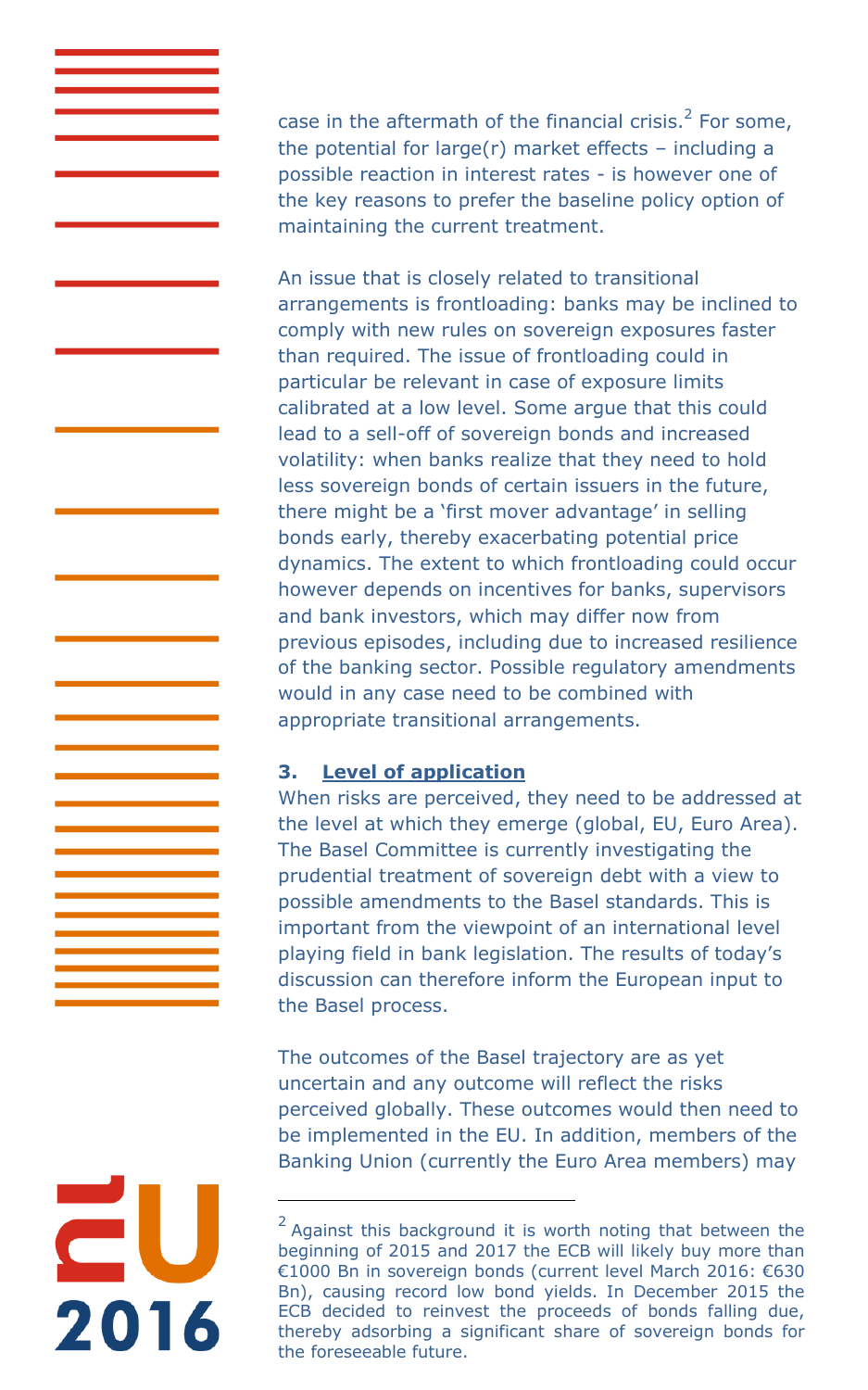case in the aftermath of the financial crisis.[2] For some, the potential for large(r) market effects – including a possible reaction in interest rates - is however one of the key reasons to prefer the baseline policy option of maintaining the current treatment.

An issue that is closely related to transitional arrangements is frontloading: banks may be inclined to comply with new rules on sovereign exposures faster than required. The issue of frontloading could in particular be relevant in case of exposure limits calibrated at a low level. Some argue that this could lead to a sell-off of sovereign bonds and increased volatility: when banks realize that they need to hold less sovereign bonds of certain issuers in the future, there might be a 'first mover advantage' in selling bonds early, thereby exacerbating potential price dynamics. The extent to which frontloading could occur however depends on incentives for banks, supervisors and bank investors, which may differ now from previous episodes, including due to increased resilience of the banking sector. Possible regulatory amendments would in any case need to be combined with appropriate transitional arrangements.

### 3. Level of application

When risks are perceived, they need to be addressed at the level at which they emerge (global, EU, Euro Area). The Basel Committee is currently investigating the prudential treatment of sovereign debt with a view to possible amendments to the Basel standards. This is important from the viewpoint of an international level playing field in bank legislation. The results of today's discussion can therefore inform the European input to the Basel process.

The outcomes of the Basel trajectory are as yet uncertain and any outcome will reflect the risks perceived globally. These outcomes would then need to be implemented in the EU. In addition, members of the Banking Union (currently the Euro Area members) may

---

[2] Against this background it is worth noting that between the beginning of 2015 and 2017 the ECB will likely buy more than €1000 Bn in sovereign bonds (current level March 2016: €630 Bn), causing record low bond yields. In December 2015 the ECB decided to reinvest the proceeds of bonds falling due, thereby adsorbing a significant share of sovereign bonds for the foreseeable future.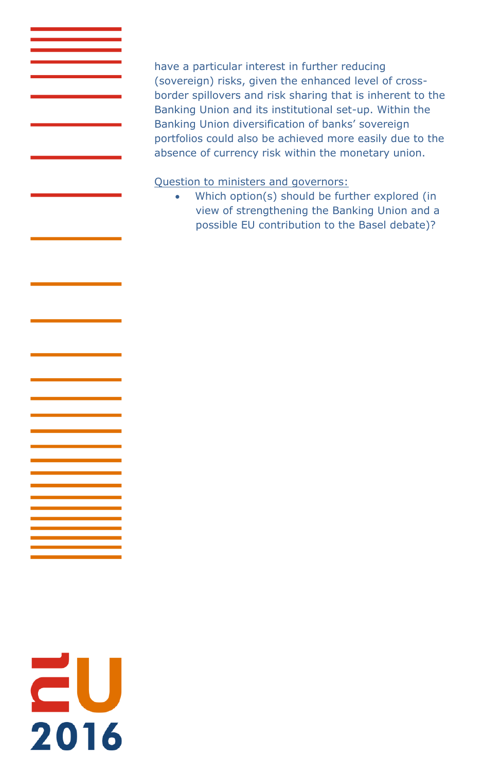have a particular interest in further reducing (sovereign) risks, given the enhanced level of cross-border spillovers and risk sharing that is inherent to the Banking Union and its institutional set-up. Within the Banking Union diversification of banks' sovereign portfolios could also be achieved more easily due to the absence of currency risk within the monetary union.

<u>Question to ministers and governors:</u>

- Which option(s) should be further explored (in view of strengthening the Banking Union and a possible EU contribution to the Basel debate)?